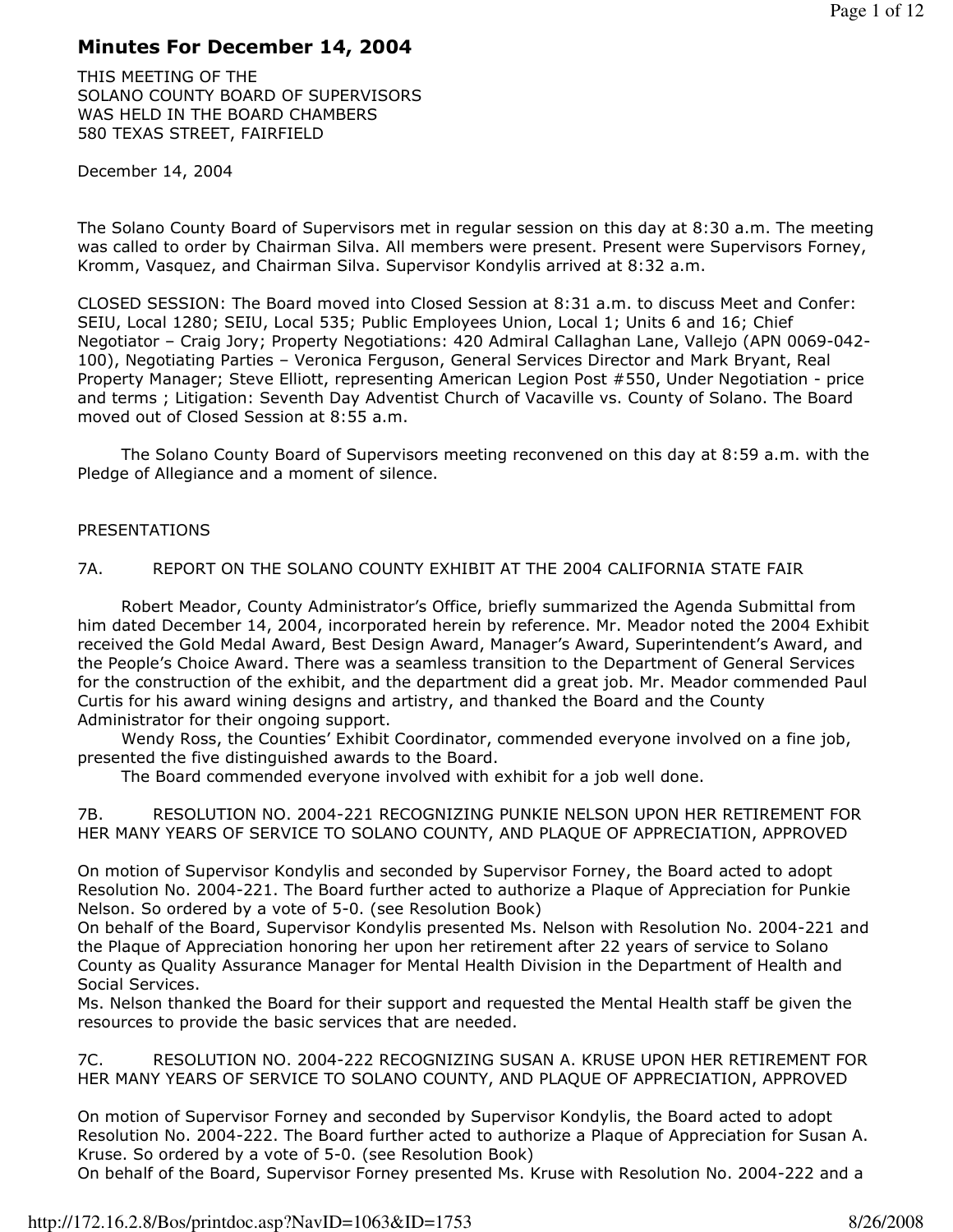# Minutes For December 14, 2004

THIS MEETING OF THE
SOLANO COUNTY BOARD OF SUPERVISORS
WAS HELD IN THE BOARD CHAMBERS
580 TEXAS STREET, FAIRFIELD

December 14, 2004

The Solano County Board of Supervisors met in regular session on this day at 8:30 a.m. The meeting was called to order by Chairman Silva. All members were present. Present were Supervisors Forney, Kromm, Vasquez, and Chairman Silva. Supervisor Kondylis arrived at 8:32 a.m.

CLOSED SESSION: The Board moved into Closed Session at 8:31 a.m. to discuss Meet and Confer: SEIU, Local 1280; SEIU, Local 535; Public Employees Union, Local 1; Units 6 and 16; Chief Negotiator – Craig Jory; Property Negotiations: 420 Admiral Callaghan Lane, Vallejo (APN 0069-042-100), Negotiating Parties – Veronica Ferguson, General Services Director and Mark Bryant, Real Property Manager; Steve Elliott, representing American Legion Post #550, Under Negotiation - price and terms ; Litigation: Seventh Day Adventist Church of Vacaville vs. County of Solano. The Board moved out of Closed Session at 8:55 a.m.

The Solano County Board of Supervisors meeting reconvened on this day at 8:59 a.m. with the Pledge of Allegiance and a moment of silence.

PRESENTATIONS

7A. REPORT ON THE SOLANO COUNTY EXHIBIT AT THE 2004 CALIFORNIA STATE FAIR

Robert Meador, County Administrator's Office, briefly summarized the Agenda Submittal from him dated December 14, 2004, incorporated herein by reference. Mr. Meador noted the 2004 Exhibit received the Gold Medal Award, Best Design Award, Manager's Award, Superintendent's Award, and the People's Choice Award. There was a seamless transition to the Department of General Services for the construction of the exhibit, and the department did a great job. Mr. Meador commended Paul Curtis for his award wining designs and artistry, and thanked the Board and the County Administrator for their ongoing support.

Wendy Ross, the Counties' Exhibit Coordinator, commended everyone involved on a fine job, presented the five distinguished awards to the Board.

The Board commended everyone involved with exhibit for a job well done.

7B. RESOLUTION NO. 2004-221 RECOGNIZING PUNKIE NELSON UPON HER RETIREMENT FOR HER MANY YEARS OF SERVICE TO SOLANO COUNTY, AND PLAQUE OF APPRECIATION, APPROVED

On motion of Supervisor Kondylis and seconded by Supervisor Forney, the Board acted to adopt Resolution No. 2004-221. The Board further acted to authorize a Plaque of Appreciation for Punkie Nelson. So ordered by a vote of 5-0. (see Resolution Book)
On behalf of the Board, Supervisor Kondylis presented Ms. Nelson with Resolution No. 2004-221 and the Plaque of Appreciation honoring her upon her retirement after 22 years of service to Solano County as Quality Assurance Manager for Mental Health Division in the Department of Health and Social Services.
Ms. Nelson thanked the Board for their support and requested the Mental Health staff be given the resources to provide the basic services that are needed.

7C. RESOLUTION NO. 2004-222 RECOGNIZING SUSAN A. KRUSE UPON HER RETIREMENT FOR HER MANY YEARS OF SERVICE TO SOLANO COUNTY, AND PLAQUE OF APPRECIATION, APPROVED

On motion of Supervisor Forney and seconded by Supervisor Kondylis, the Board acted to adopt Resolution No. 2004-222. The Board further acted to authorize a Plaque of Appreciation for Susan A. Kruse. So ordered by a vote of 5-0. (see Resolution Book)
On behalf of the Board, Supervisor Forney presented Ms. Kruse with Resolution No. 2004-222 and a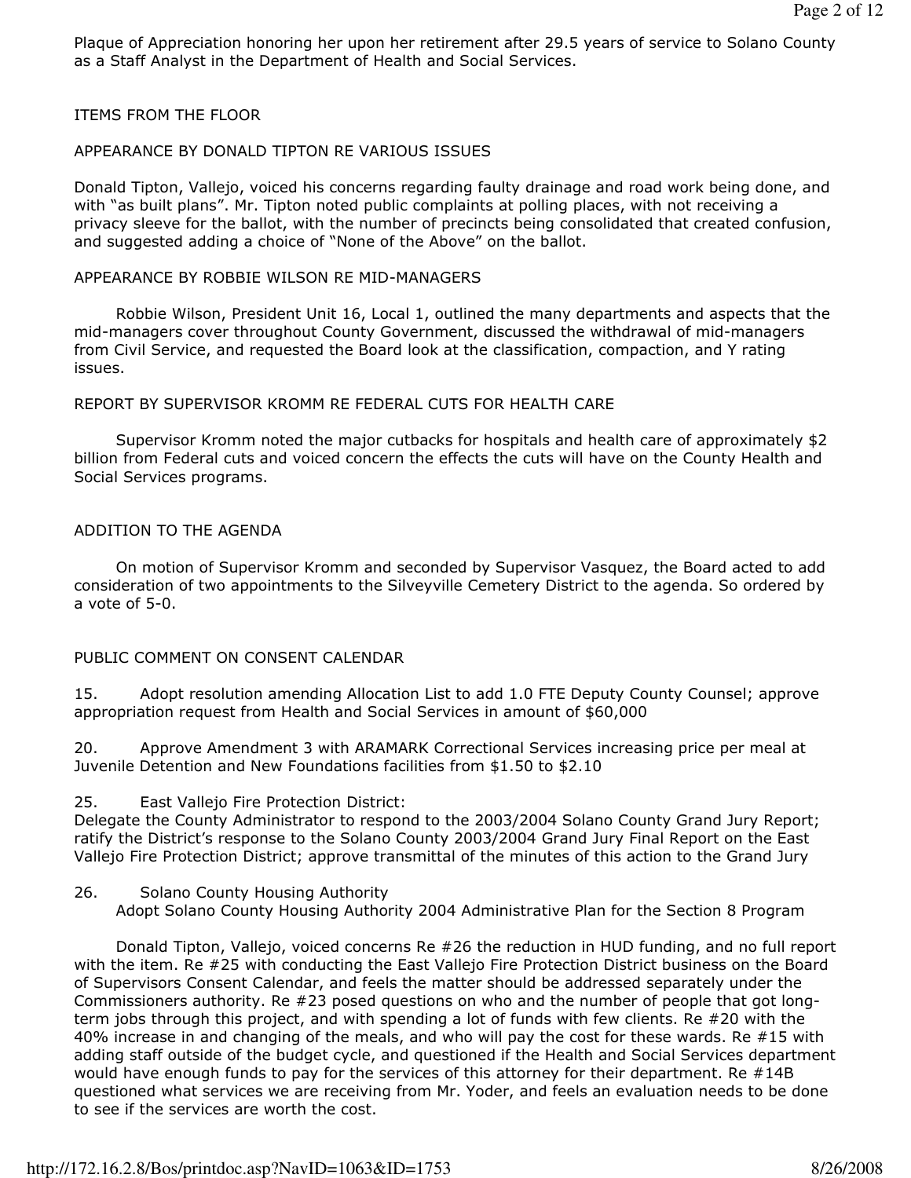Plaque of Appreciation honoring her upon her retirement after 29.5 years of service to Solano County as a Staff Analyst in the Department of Health and Social Services.

ITEMS FROM THE FLOOR

APPEARANCE BY DONALD TIPTON RE VARIOUS ISSUES

Donald Tipton, Vallejo, voiced his concerns regarding faulty drainage and road work being done, and with "as built plans". Mr. Tipton noted public complaints at polling places, with not receiving a privacy sleeve for the ballot, with the number of precincts being consolidated that created confusion, and suggested adding a choice of "None of the Above" on the ballot.

APPEARANCE BY ROBBIE WILSON RE MID-MANAGERS

Robbie Wilson, President Unit 16, Local 1, outlined the many departments and aspects that the mid-managers cover throughout County Government, discussed the withdrawal of mid-managers from Civil Service, and requested the Board look at the classification, compaction, and Y rating issues.

REPORT BY SUPERVISOR KROMM RE FEDERAL CUTS FOR HEALTH CARE

Supervisor Kromm noted the major cutbacks for hospitals and health care of approximately $2 billion from Federal cuts and voiced concern the effects the cuts will have on the County Health and Social Services programs.

ADDITION TO THE AGENDA

On motion of Supervisor Kromm and seconded by Supervisor Vasquez, the Board acted to add consideration of two appointments to the Silveyville Cemetery District to the agenda. So ordered by a vote of 5-0.

PUBLIC COMMENT ON CONSENT CALENDAR

15. Adopt resolution amending Allocation List to add 1.0 FTE Deputy County Counsel; approve appropriation request from Health and Social Services in amount of $60,000

20. Approve Amendment 3 with ARAMARK Correctional Services increasing price per meal at Juvenile Detention and New Foundations facilities from $1.50 to $2.10

25. East Vallejo Fire Protection District:
Delegate the County Administrator to respond to the 2003/2004 Solano County Grand Jury Report; ratify the District's response to the Solano County 2003/2004 Grand Jury Final Report on the East Vallejo Fire Protection District; approve transmittal of the minutes of this action to the Grand Jury

26. Solano County Housing Authority
Adopt Solano County Housing Authority 2004 Administrative Plan for the Section 8 Program

Donald Tipton, Vallejo, voiced concerns Re #26 the reduction in HUD funding, and no full report with the item. Re #25 with conducting the East Vallejo Fire Protection District business on the Board of Supervisors Consent Calendar, and feels the matter should be addressed separately under the Commissioners authority. Re #23 posed questions on who and the number of people that got long-term jobs through this project, and with spending a lot of funds with few clients. Re #20 with the 40% increase in and changing of the meals, and who will pay the cost for these wards. Re #15 with adding staff outside of the budget cycle, and questioned if the Health and Social Services department would have enough funds to pay for the services of this attorney for their department. Re #14B questioned what services we are receiving from Mr. Yoder, and feels an evaluation needs to be done to see if the services are worth the cost.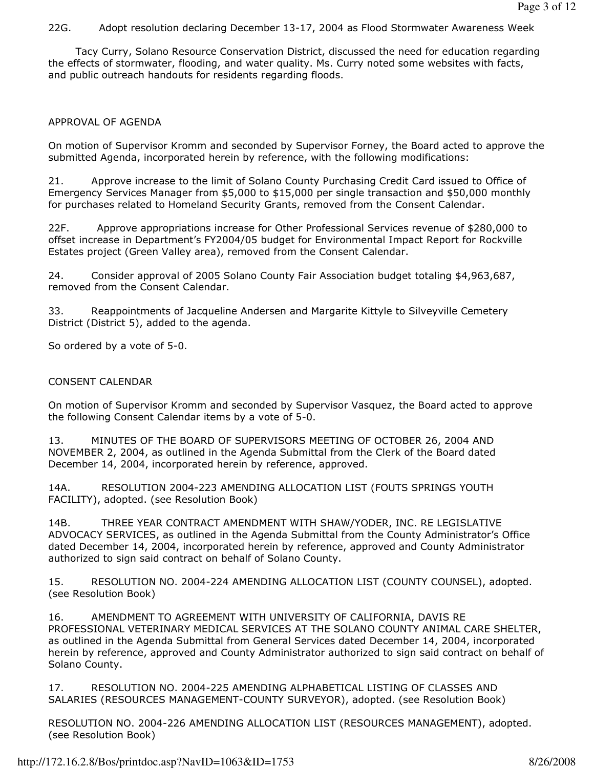22G. Adopt resolution declaring December 13-17, 2004 as Flood Stormwater Awareness Week

Tacy Curry, Solano Resource Conservation District, discussed the need for education regarding the effects of stormwater, flooding, and water quality. Ms. Curry noted some websites with facts, and public outreach handouts for residents regarding floods.

APPROVAL OF AGENDA

On motion of Supervisor Kromm and seconded by Supervisor Forney, the Board acted to approve the submitted Agenda, incorporated herein by reference, with the following modifications:

21. Approve increase to the limit of Solano County Purchasing Credit Card issued to Office of Emergency Services Manager from $5,000 to $15,000 per single transaction and $50,000 monthly for purchases related to Homeland Security Grants, removed from the Consent Calendar.

22F. Approve appropriations increase for Other Professional Services revenue of $280,000 to offset increase in Department's FY2004/05 budget for Environmental Impact Report for Rockville Estates project (Green Valley area), removed from the Consent Calendar.

24. Consider approval of 2005 Solano County Fair Association budget totaling $4,963,687, removed from the Consent Calendar.

33. Reappointments of Jacqueline Andersen and Margarite Kittyle to Silveyville Cemetery District (District 5), added to the agenda.

So ordered by a vote of 5-0.

CONSENT CALENDAR

On motion of Supervisor Kromm and seconded by Supervisor Vasquez, the Board acted to approve the following Consent Calendar items by a vote of 5-0.

13. MINUTES OF THE BOARD OF SUPERVISORS MEETING OF OCTOBER 26, 2004 AND NOVEMBER 2, 2004, as outlined in the Agenda Submittal from the Clerk of the Board dated December 14, 2004, incorporated herein by reference, approved.

14A. RESOLUTION 2004-223 AMENDING ALLOCATION LIST (FOUTS SPRINGS YOUTH FACILITY), adopted. (see Resolution Book)

14B. THREE YEAR CONTRACT AMENDMENT WITH SHAW/YODER, INC. RE LEGISLATIVE ADVOCACY SERVICES, as outlined in the Agenda Submittal from the County Administrator's Office dated December 14, 2004, incorporated herein by reference, approved and County Administrator authorized to sign said contract on behalf of Solano County.

15. RESOLUTION NO. 2004-224 AMENDING ALLOCATION LIST (COUNTY COUNSEL), adopted. (see Resolution Book)

16. AMENDMENT TO AGREEMENT WITH UNIVERSITY OF CALIFORNIA, DAVIS RE PROFESSIONAL VETERINARY MEDICAL SERVICES AT THE SOLANO COUNTY ANIMAL CARE SHELTER, as outlined in the Agenda Submittal from General Services dated December 14, 2004, incorporated herein by reference, approved and County Administrator authorized to sign said contract on behalf of Solano County.

17. RESOLUTION NO. 2004-225 AMENDING ALPHABETICAL LISTING OF CLASSES AND SALARIES (RESOURCES MANAGEMENT-COUNTY SURVEYOR), adopted. (see Resolution Book)

RESOLUTION NO. 2004-226 AMENDING ALLOCATION LIST (RESOURCES MANAGEMENT), adopted. (see Resolution Book)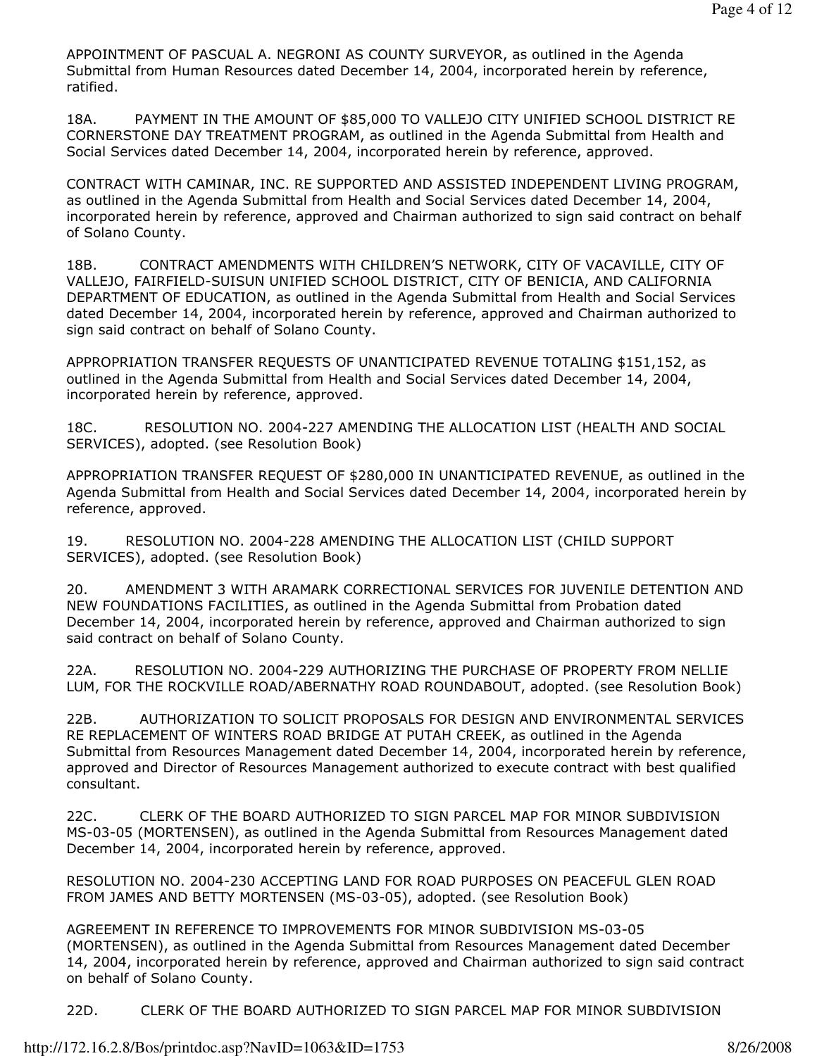APPOINTMENT OF PASCUAL A. NEGRONI AS COUNTY SURVEYOR, as outlined in the Agenda Submittal from Human Resources dated December 14, 2004, incorporated herein by reference, ratified.

18A. PAYMENT IN THE AMOUNT OF $85,000 TO VALLEJO CITY UNIFIED SCHOOL DISTRICT RE CORNERSTONE DAY TREATMENT PROGRAM, as outlined in the Agenda Submittal from Health and Social Services dated December 14, 2004, incorporated herein by reference, approved.

CONTRACT WITH CAMINAR, INC. RE SUPPORTED AND ASSISTED INDEPENDENT LIVING PROGRAM, as outlined in the Agenda Submittal from Health and Social Services dated December 14, 2004, incorporated herein by reference, approved and Chairman authorized to sign said contract on behalf of Solano County.

18B. CONTRACT AMENDMENTS WITH CHILDREN'S NETWORK, CITY OF VACAVILLE, CITY OF VALLEJO, FAIRFIELD-SUISUN UNIFIED SCHOOL DISTRICT, CITY OF BENICIA, AND CALIFORNIA DEPARTMENT OF EDUCATION, as outlined in the Agenda Submittal from Health and Social Services dated December 14, 2004, incorporated herein by reference, approved and Chairman authorized to sign said contract on behalf of Solano County.

APPROPRIATION TRANSFER REQUESTS OF UNANTICIPATED REVENUE TOTALING $151,152, as outlined in the Agenda Submittal from Health and Social Services dated December 14, 2004, incorporated herein by reference, approved.

18C. RESOLUTION NO. 2004-227 AMENDING THE ALLOCATION LIST (HEALTH AND SOCIAL SERVICES), adopted. (see Resolution Book)

APPROPRIATION TRANSFER REQUEST OF $280,000 IN UNANTICIPATED REVENUE, as outlined in the Agenda Submittal from Health and Social Services dated December 14, 2004, incorporated herein by reference, approved.

19. RESOLUTION NO. 2004-228 AMENDING THE ALLOCATION LIST (CHILD SUPPORT SERVICES), adopted. (see Resolution Book)

20. AMENDMENT 3 WITH ARAMARK CORRECTIONAL SERVICES FOR JUVENILE DETENTION AND NEW FOUNDATIONS FACILITIES, as outlined in the Agenda Submittal from Probation dated December 14, 2004, incorporated herein by reference, approved and Chairman authorized to sign said contract on behalf of Solano County.

22A. RESOLUTION NO. 2004-229 AUTHORIZING THE PURCHASE OF PROPERTY FROM NELLIE LUM, FOR THE ROCKVILLE ROAD/ABERNATHY ROAD ROUNDABOUT, adopted. (see Resolution Book)

22B. AUTHORIZATION TO SOLICIT PROPOSALS FOR DESIGN AND ENVIRONMENTAL SERVICES RE REPLACEMENT OF WINTERS ROAD BRIDGE AT PUTAH CREEK, as outlined in the Agenda Submittal from Resources Management dated December 14, 2004, incorporated herein by reference, approved and Director of Resources Management authorized to execute contract with best qualified consultant.

22C. CLERK OF THE BOARD AUTHORIZED TO SIGN PARCEL MAP FOR MINOR SUBDIVISION MS-03-05 (MORTENSEN), as outlined in the Agenda Submittal from Resources Management dated December 14, 2004, incorporated herein by reference, approved.

RESOLUTION NO. 2004-230 ACCEPTING LAND FOR ROAD PURPOSES ON PEACEFUL GLEN ROAD FROM JAMES AND BETTY MORTENSEN (MS-03-05), adopted. (see Resolution Book)

AGREEMENT IN REFERENCE TO IMPROVEMENTS FOR MINOR SUBDIVISION MS-03-05 (MORTENSEN), as outlined in the Agenda Submittal from Resources Management dated December 14, 2004, incorporated herein by reference, approved and Chairman authorized to sign said contract on behalf of Solano County.

22D. CLERK OF THE BOARD AUTHORIZED TO SIGN PARCEL MAP FOR MINOR SUBDIVISION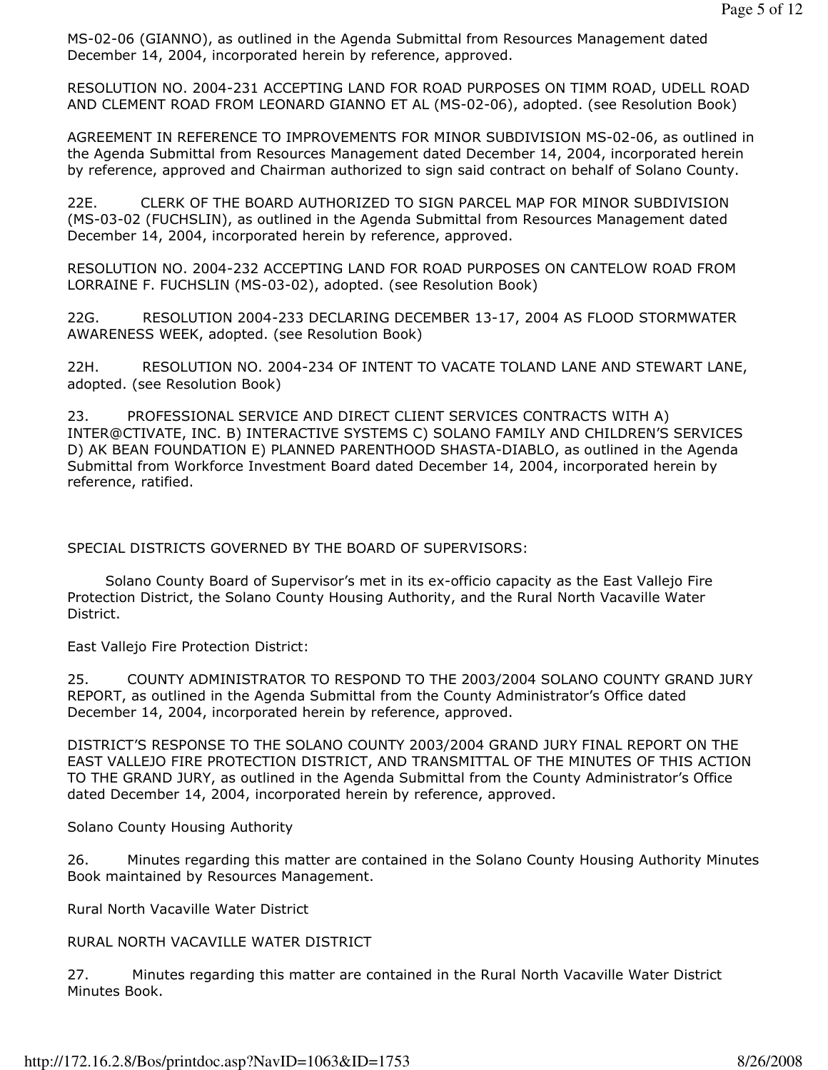MS-02-06 (GIANNO), as outlined in the Agenda Submittal from Resources Management dated December 14, 2004, incorporated herein by reference, approved.

RESOLUTION NO. 2004-231 ACCEPTING LAND FOR ROAD PURPOSES ON TIMM ROAD, UDELL ROAD AND CLEMENT ROAD FROM LEONARD GIANNO ET AL (MS-02-06), adopted. (see Resolution Book)

AGREEMENT IN REFERENCE TO IMPROVEMENTS FOR MINOR SUBDIVISION MS-02-06, as outlined in the Agenda Submittal from Resources Management dated December 14, 2004, incorporated herein by reference, approved and Chairman authorized to sign said contract on behalf of Solano County.

22E. CLERK OF THE BOARD AUTHORIZED TO SIGN PARCEL MAP FOR MINOR SUBDIVISION (MS-03-02 (FUCHSLIN), as outlined in the Agenda Submittal from Resources Management dated December 14, 2004, incorporated herein by reference, approved.

RESOLUTION NO. 2004-232 ACCEPTING LAND FOR ROAD PURPOSES ON CANTELOW ROAD FROM LORRAINE F. FUCHSLIN (MS-03-02), adopted. (see Resolution Book)

22G. RESOLUTION 2004-233 DECLARING DECEMBER 13-17, 2004 AS FLOOD STORMWATER AWARENESS WEEK, adopted. (see Resolution Book)

22H. RESOLUTION NO. 2004-234 OF INTENT TO VACATE TOLAND LANE AND STEWART LANE, adopted. (see Resolution Book)

23. PROFESSIONAL SERVICE AND DIRECT CLIENT SERVICES CONTRACTS WITH A) INTER@CTIVATE, INC. B) INTERACTIVE SYSTEMS C) SOLANO FAMILY AND CHILDREN'S SERVICES D) AK BEAN FOUNDATION E) PLANNED PARENTHOOD SHASTA-DIABLO, as outlined in the Agenda Submittal from Workforce Investment Board dated December 14, 2004, incorporated herein by reference, ratified.

SPECIAL DISTRICTS GOVERNED BY THE BOARD OF SUPERVISORS:

Solano County Board of Supervisor's met in its ex-officio capacity as the East Vallejo Fire Protection District, the Solano County Housing Authority, and the Rural North Vacaville Water District.

East Vallejo Fire Protection District:

25. COUNTY ADMINISTRATOR TO RESPOND TO THE 2003/2004 SOLANO COUNTY GRAND JURY REPORT, as outlined in the Agenda Submittal from the County Administrator's Office dated December 14, 2004, incorporated herein by reference, approved.

DISTRICT'S RESPONSE TO THE SOLANO COUNTY 2003/2004 GRAND JURY FINAL REPORT ON THE EAST VALLEJO FIRE PROTECTION DISTRICT, AND TRANSMITTAL OF THE MINUTES OF THIS ACTION TO THE GRAND JURY, as outlined in the Agenda Submittal from the County Administrator's Office dated December 14, 2004, incorporated herein by reference, approved.

Solano County Housing Authority

26. Minutes regarding this matter are contained in the Solano County Housing Authority Minutes Book maintained by Resources Management.

Rural North Vacaville Water District

RURAL NORTH VACAVILLE WATER DISTRICT

27. Minutes regarding this matter are contained in the Rural North Vacaville Water District Minutes Book.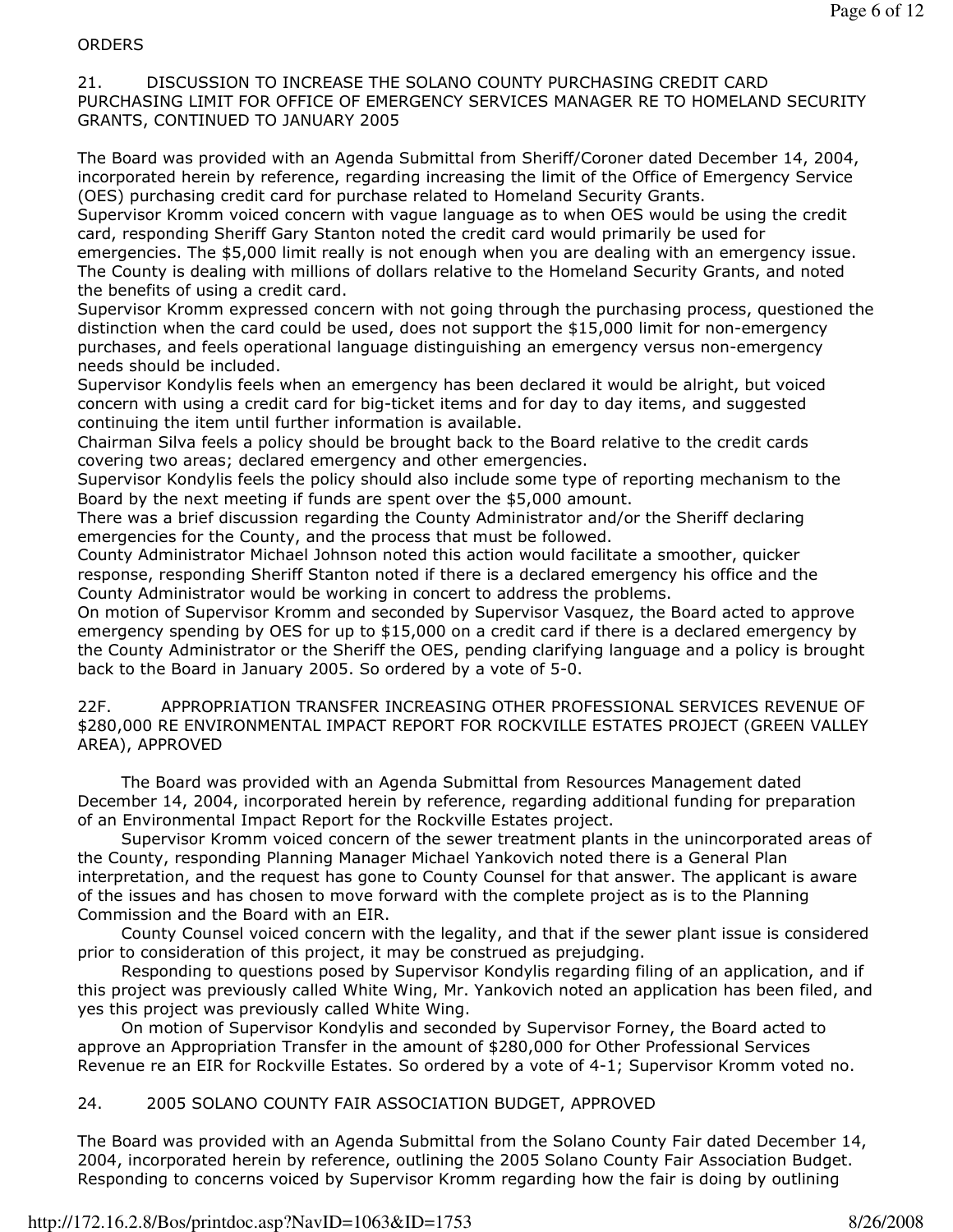ORDERS

21. DISCUSSION TO INCREASE THE SOLANO COUNTY PURCHASING CREDIT CARD PURCHASING LIMIT FOR OFFICE OF EMERGENCY SERVICES MANAGER RE TO HOMELAND SECURITY GRANTS, CONTINUED TO JANUARY 2005

The Board was provided with an Agenda Submittal from Sheriff/Coroner dated December 14, 2004, incorporated herein by reference, regarding increasing the limit of the Office of Emergency Service (OES) purchasing credit card for purchase related to Homeland Security Grants.

Supervisor Kromm voiced concern with vague language as to when OES would be using the credit card, responding Sheriff Gary Stanton noted the credit card would primarily be used for emergencies. The $5,000 limit really is not enough when you are dealing with an emergency issue. The County is dealing with millions of dollars relative to the Homeland Security Grants, and noted the benefits of using a credit card.

Supervisor Kromm expressed concern with not going through the purchasing process, questioned the distinction when the card could be used, does not support the $15,000 limit for non-emergency purchases, and feels operational language distinguishing an emergency versus non-emergency needs should be included.

Supervisor Kondylis feels when an emergency has been declared it would be alright, but voiced concern with using a credit card for big-ticket items and for day to day items, and suggested continuing the item until further information is available.

Chairman Silva feels a policy should be brought back to the Board relative to the credit cards covering two areas; declared emergency and other emergencies.

Supervisor Kondylis feels the policy should also include some type of reporting mechanism to the Board by the next meeting if funds are spent over the $5,000 amount.

There was a brief discussion regarding the County Administrator and/or the Sheriff declaring emergencies for the County, and the process that must be followed.

County Administrator Michael Johnson noted this action would facilitate a smoother, quicker response, responding Sheriff Stanton noted if there is a declared emergency his office and the County Administrator would be working in concert to address the problems.

On motion of Supervisor Kromm and seconded by Supervisor Vasquez, the Board acted to approve emergency spending by OES for up to $15,000 on a credit card if there is a declared emergency by the County Administrator or the Sheriff the OES, pending clarifying language and a policy is brought back to the Board in January 2005. So ordered by a vote of 5-0.

22F. APPROPRIATION TRANSFER INCREASING OTHER PROFESSIONAL SERVICES REVENUE OF $280,000 RE ENVIRONMENTAL IMPACT REPORT FOR ROCKVILLE ESTATES PROJECT (GREEN VALLEY AREA), APPROVED

The Board was provided with an Agenda Submittal from Resources Management dated December 14, 2004, incorporated herein by reference, regarding additional funding for preparation of an Environmental Impact Report for the Rockville Estates project.

Supervisor Kromm voiced concern of the sewer treatment plants in the unincorporated areas of the County, responding Planning Manager Michael Yankovich noted there is a General Plan interpretation, and the request has gone to County Counsel for that answer. The applicant is aware of the issues and has chosen to move forward with the complete project as is to the Planning Commission and the Board with an EIR.

County Counsel voiced concern with the legality, and that if the sewer plant issue is considered prior to consideration of this project, it may be construed as prejudging.

Responding to questions posed by Supervisor Kondylis regarding filing of an application, and if this project was previously called White Wing, Mr. Yankovich noted an application has been filed, and yes this project was previously called White Wing.

On motion of Supervisor Kondylis and seconded by Supervisor Forney, the Board acted to approve an Appropriation Transfer in the amount of $280,000 for Other Professional Services Revenue re an EIR for Rockville Estates. So ordered by a vote of 4-1; Supervisor Kromm voted no.

24. 2005 SOLANO COUNTY FAIR ASSOCIATION BUDGET, APPROVED

The Board was provided with an Agenda Submittal from the Solano County Fair dated December 14, 2004, incorporated herein by reference, outlining the 2005 Solano County Fair Association Budget. Responding to concerns voiced by Supervisor Kromm regarding how the fair is doing by outlining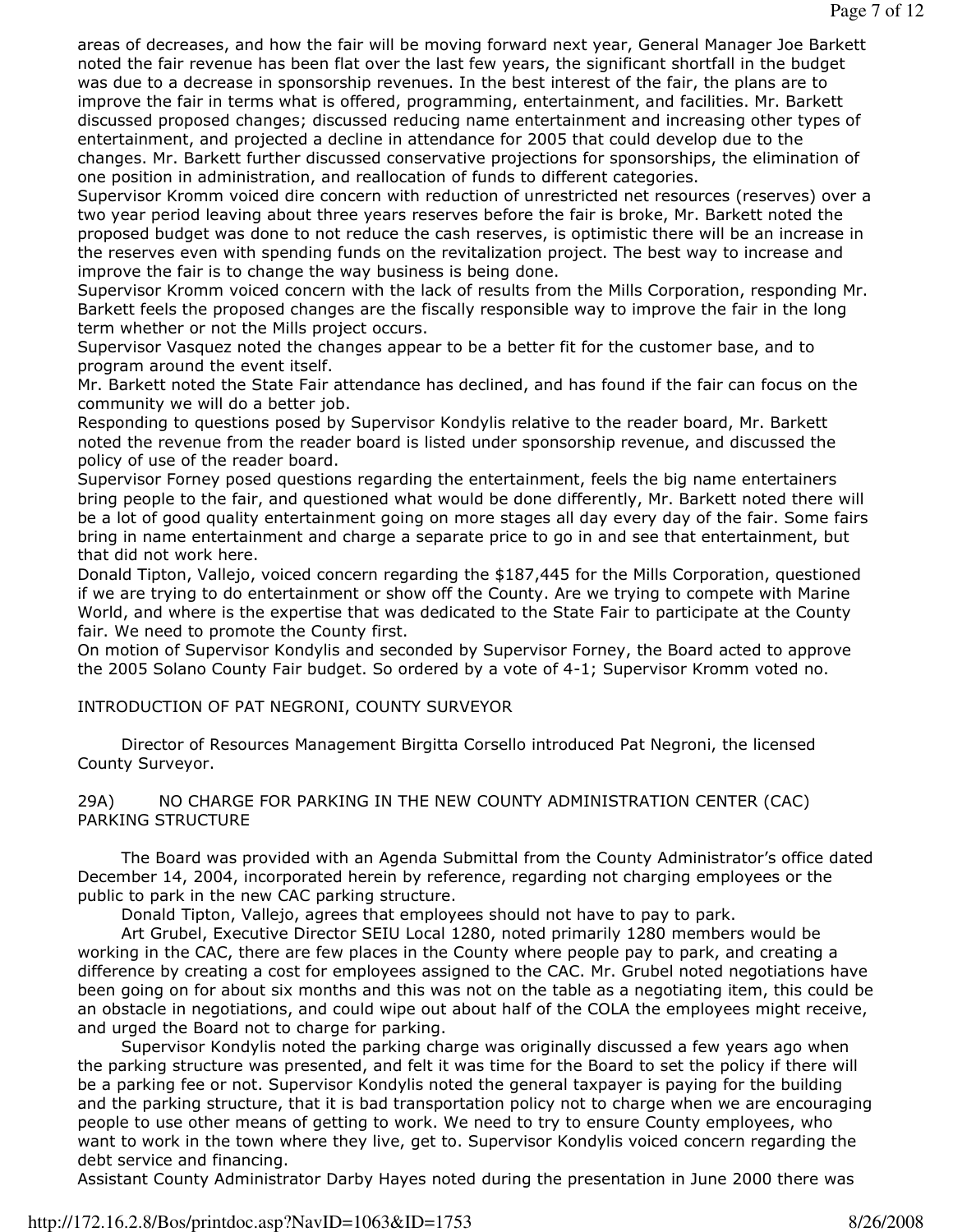areas of decreases, and how the fair will be moving forward next year, General Manager Joe Barkett noted the fair revenue has been flat over the last few years, the significant shortfall in the budget was due to a decrease in sponsorship revenues. In the best interest of the fair, the plans are to improve the fair in terms what is offered, programming, entertainment, and facilities. Mr. Barkett discussed proposed changes; discussed reducing name entertainment and increasing other types of entertainment, and projected a decline in attendance for 2005 that could develop due to the changes. Mr. Barkett further discussed conservative projections for sponsorships, the elimination of one position in administration, and reallocation of funds to different categories.

Supervisor Kromm voiced dire concern with reduction of unrestricted net resources (reserves) over a two year period leaving about three years reserves before the fair is broke, Mr. Barkett noted the proposed budget was done to not reduce the cash reserves, is optimistic there will be an increase in the reserves even with spending funds on the revitalization project. The best way to increase and improve the fair is to change the way business is being done.

Supervisor Kromm voiced concern with the lack of results from the Mills Corporation, responding Mr. Barkett feels the proposed changes are the fiscally responsible way to improve the fair in the long term whether or not the Mills project occurs.

Supervisor Vasquez noted the changes appear to be a better fit for the customer base, and to program around the event itself.

Mr. Barkett noted the State Fair attendance has declined, and has found if the fair can focus on the community we will do a better job.

Responding to questions posed by Supervisor Kondylis relative to the reader board, Mr. Barkett noted the revenue from the reader board is listed under sponsorship revenue, and discussed the policy of use of the reader board.

Supervisor Forney posed questions regarding the entertainment, feels the big name entertainers bring people to the fair, and questioned what would be done differently, Mr. Barkett noted there will be a lot of good quality entertainment going on more stages all day every day of the fair. Some fairs bring in name entertainment and charge a separate price to go in and see that entertainment, but that did not work here.

Donald Tipton, Vallejo, voiced concern regarding the $187,445 for the Mills Corporation, questioned if we are trying to do entertainment or show off the County. Are we trying to compete with Marine World, and where is the expertise that was dedicated to the State Fair to participate at the County fair. We need to promote the County first.

On motion of Supervisor Kondylis and seconded by Supervisor Forney, the Board acted to approve the 2005 Solano County Fair budget. So ordered by a vote of 4-1; Supervisor Kromm voted no.

INTRODUCTION OF PAT NEGRONI, COUNTY SURVEYOR

Director of Resources Management Birgitta Corsello introduced Pat Negroni, the licensed County Surveyor.

29A) NO CHARGE FOR PARKING IN THE NEW COUNTY ADMINISTRATION CENTER (CAC) PARKING STRUCTURE

The Board was provided with an Agenda Submittal from the County Administrator's office dated December 14, 2004, incorporated herein by reference, regarding not charging employees or the public to park in the new CAC parking structure.

Donald Tipton, Vallejo, agrees that employees should not have to pay to park.

Art Grubel, Executive Director SEIU Local 1280, noted primarily 1280 members would be working in the CAC, there are few places in the County where people pay to park, and creating a difference by creating a cost for employees assigned to the CAC. Mr. Grubel noted negotiations have been going on for about six months and this was not on the table as a negotiating item, this could be an obstacle in negotiations, and could wipe out about half of the COLA the employees might receive, and urged the Board not to charge for parking.

Supervisor Kondylis noted the parking charge was originally discussed a few years ago when the parking structure was presented, and felt it was time for the Board to set the policy if there will be a parking fee or not. Supervisor Kondylis noted the general taxpayer is paying for the building and the parking structure, that it is bad transportation policy not to charge when we are encouraging people to use other means of getting to work. We need to try to ensure County employees, who want to work in the town where they live, get to. Supervisor Kondylis voiced concern regarding the debt service and financing.

Assistant County Administrator Darby Hayes noted during the presentation in June 2000 there was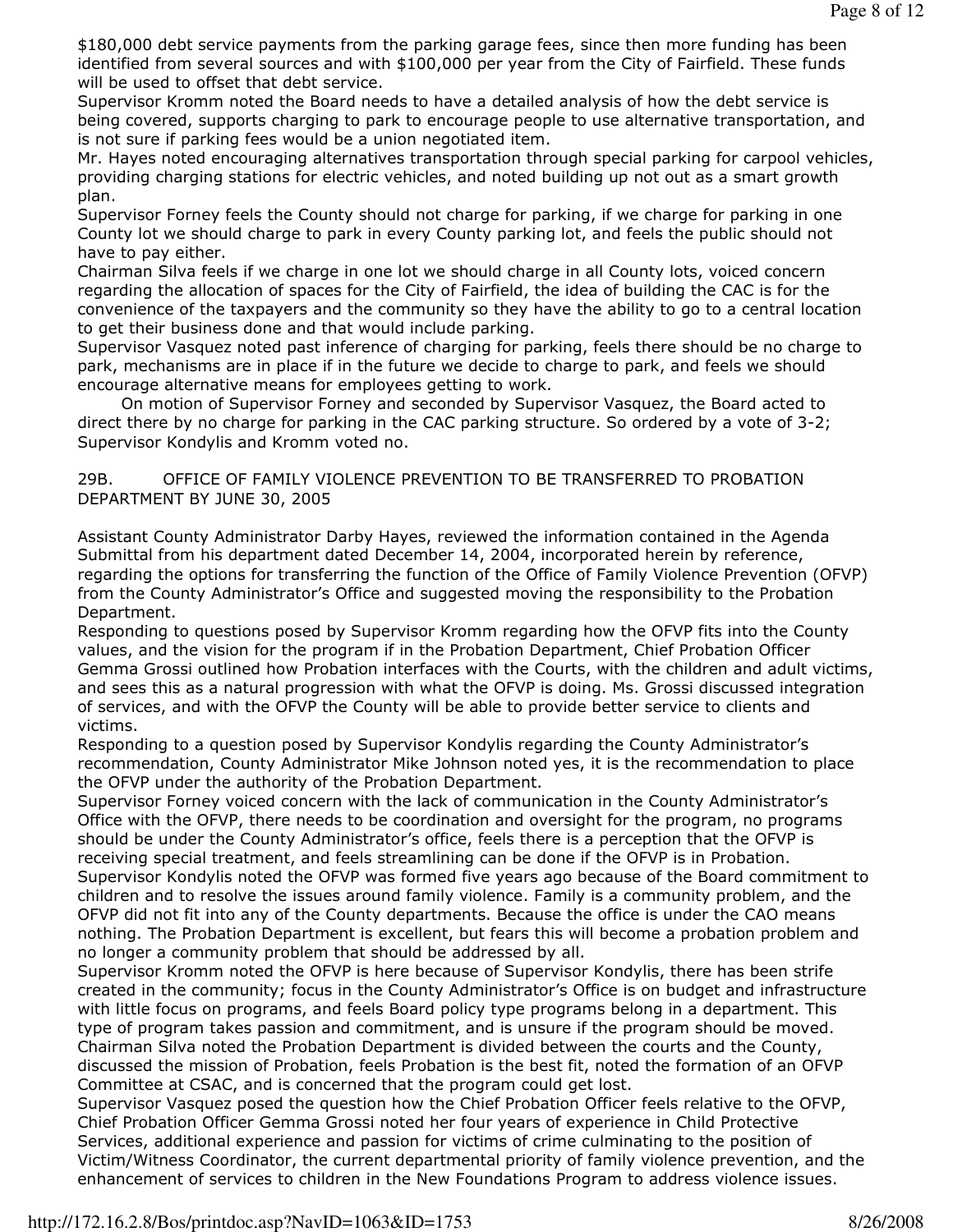$180,000 debt service payments from the parking garage fees, since then more funding has been identified from several sources and with $100,000 per year from the City of Fairfield. These funds will be used to offset that debt service.

Supervisor Kromm noted the Board needs to have a detailed analysis of how the debt service is being covered, supports charging to park to encourage people to use alternative transportation, and is not sure if parking fees would be a union negotiated item.

Mr. Hayes noted encouraging alternatives transportation through special parking for carpool vehicles, providing charging stations for electric vehicles, and noted building up not out as a smart growth plan.

Supervisor Forney feels the County should not charge for parking, if we charge for parking in one County lot we should charge to park in every County parking lot, and feels the public should not have to pay either.

Chairman Silva feels if we charge in one lot we should charge in all County lots, voiced concern regarding the allocation of spaces for the City of Fairfield, the idea of building the CAC is for the convenience of the taxpayers and the community so they have the ability to go to a central location to get their business done and that would include parking.

Supervisor Vasquez noted past inference of charging for parking, feels there should be no charge to park, mechanisms are in place if in the future we decide to charge to park, and feels we should encourage alternative means for employees getting to work.

On motion of Supervisor Forney and seconded by Supervisor Vasquez, the Board acted to direct there by no charge for parking in the CAC parking structure. So ordered by a vote of 3-2; Supervisor Kondylis and Kromm voted no.

## 29B. OFFICE OF FAMILY VIOLENCE PREVENTION TO BE TRANSFERRED TO PROBATION DEPARTMENT BY JUNE 30, 2005

Assistant County Administrator Darby Hayes, reviewed the information contained in the Agenda Submittal from his department dated December 14, 2004, incorporated herein by reference, regarding the options for transferring the function of the Office of Family Violence Prevention (OFVP) from the County Administrator's Office and suggested moving the responsibility to the Probation Department.

Responding to questions posed by Supervisor Kromm regarding how the OFVP fits into the County values, and the vision for the program if in the Probation Department, Chief Probation Officer Gemma Grossi outlined how Probation interfaces with the Courts, with the children and adult victims, and sees this as a natural progression with what the OFVP is doing. Ms. Grossi discussed integration of services, and with the OFVP the County will be able to provide better service to clients and victims.

Responding to a question posed by Supervisor Kondylis regarding the County Administrator's recommendation, County Administrator Mike Johnson noted yes, it is the recommendation to place the OFVP under the authority of the Probation Department.

Supervisor Forney voiced concern with the lack of communication in the County Administrator's Office with the OFVP, there needs to be coordination and oversight for the program, no programs should be under the County Administrator's office, feels there is a perception that the OFVP is receiving special treatment, and feels streamlining can be done if the OFVP is in Probation.

Supervisor Kondylis noted the OFVP was formed five years ago because of the Board commitment to children and to resolve the issues around family violence. Family is a community problem, and the OFVP did not fit into any of the County departments. Because the office is under the CAO means nothing. The Probation Department is excellent, but fears this will become a probation problem and no longer a community problem that should be addressed by all.

Supervisor Kromm noted the OFVP is here because of Supervisor Kondylis, there has been strife created in the community; focus in the County Administrator's Office is on budget and infrastructure with little focus on programs, and feels Board policy type programs belong in a department. This type of program takes passion and commitment, and is unsure if the program should be moved.

Chairman Silva noted the Probation Department is divided between the courts and the County, discussed the mission of Probation, feels Probation is the best fit, noted the formation of an OFVP Committee at CSAC, and is concerned that the program could get lost.

Supervisor Vasquez posed the question how the Chief Probation Officer feels relative to the OFVP, Chief Probation Officer Gemma Grossi noted her four years of experience in Child Protective Services, additional experience and passion for victims of crime culminating to the position of Victim/Witness Coordinator, the current departmental priority of family violence prevention, and the enhancement of services to children in the New Foundations Program to address violence issues.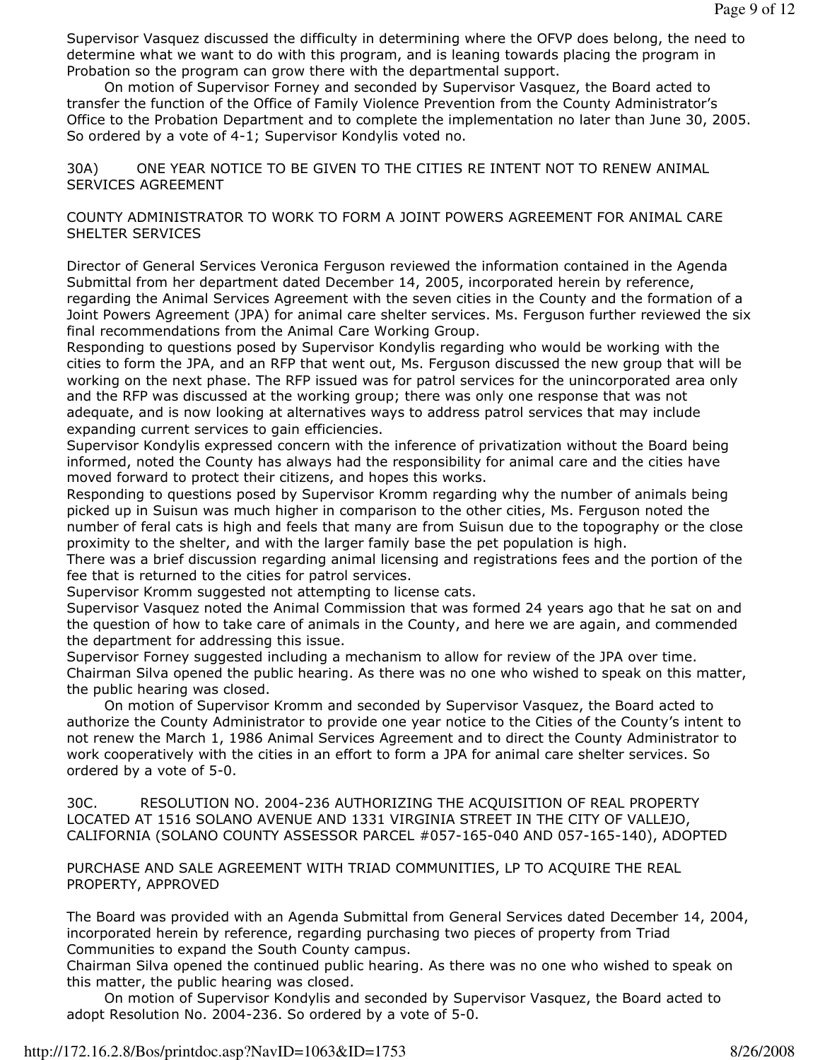Supervisor Vasquez discussed the difficulty in determining where the OFVP does belong, the need to determine what we want to do with this program, and is leaning towards placing the program in Probation so the program can grow there with the departmental support.

On motion of Supervisor Forney and seconded by Supervisor Vasquez, the Board acted to transfer the function of the Office of Family Violence Prevention from the County Administrator's Office to the Probation Department and to complete the implementation no later than June 30, 2005. So ordered by a vote of 4-1; Supervisor Kondylis voted no.

30A) ONE YEAR NOTICE TO BE GIVEN TO THE CITIES RE INTENT NOT TO RENEW ANIMAL SERVICES AGREEMENT

COUNTY ADMINISTRATOR TO WORK TO FORM A JOINT POWERS AGREEMENT FOR ANIMAL CARE SHELTER SERVICES

Director of General Services Veronica Ferguson reviewed the information contained in the Agenda Submittal from her department dated December 14, 2005, incorporated herein by reference, regarding the Animal Services Agreement with the seven cities in the County and the formation of a Joint Powers Agreement (JPA) for animal care shelter services. Ms. Ferguson further reviewed the six final recommendations from the Animal Care Working Group.

Responding to questions posed by Supervisor Kondylis regarding who would be working with the cities to form the JPA, and an RFP that went out, Ms. Ferguson discussed the new group that will be working on the next phase. The RFP issued was for patrol services for the unincorporated area only and the RFP was discussed at the working group; there was only one response that was not adequate, and is now looking at alternatives ways to address patrol services that may include expanding current services to gain efficiencies.

Supervisor Kondylis expressed concern with the inference of privatization without the Board being informed, noted the County has always had the responsibility for animal care and the cities have moved forward to protect their citizens, and hopes this works.

Responding to questions posed by Supervisor Kromm regarding why the number of animals being picked up in Suisun was much higher in comparison to the other cities, Ms. Ferguson noted the number of feral cats is high and feels that many are from Suisun due to the topography or the close proximity to the shelter, and with the larger family base the pet population is high.

There was a brief discussion regarding animal licensing and registrations fees and the portion of the fee that is returned to the cities for patrol services.

Supervisor Kromm suggested not attempting to license cats.

Supervisor Vasquez noted the Animal Commission that was formed 24 years ago that he sat on and the question of how to take care of animals in the County, and here we are again, and commended the department for addressing this issue.

Supervisor Forney suggested including a mechanism to allow for review of the JPA over time.

Chairman Silva opened the public hearing. As there was no one who wished to speak on this matter, the public hearing was closed.

On motion of Supervisor Kromm and seconded by Supervisor Vasquez, the Board acted to authorize the County Administrator to provide one year notice to the Cities of the County's intent to not renew the March 1, 1986 Animal Services Agreement and to direct the County Administrator to work cooperatively with the cities in an effort to form a JPA for animal care shelter services. So ordered by a vote of 5-0.

30C. RESOLUTION NO. 2004-236 AUTHORIZING THE ACQUISITION OF REAL PROPERTY LOCATED AT 1516 SOLANO AVENUE AND 1331 VIRGINIA STREET IN THE CITY OF VALLEJO, CALIFORNIA (SOLANO COUNTY ASSESSOR PARCEL #057-165-040 AND 057-165-140), ADOPTED

PURCHASE AND SALE AGREEMENT WITH TRIAD COMMUNITIES, LP TO ACQUIRE THE REAL PROPERTY, APPROVED

The Board was provided with an Agenda Submittal from General Services dated December 14, 2004, incorporated herein by reference, regarding purchasing two pieces of property from Triad Communities to expand the South County campus.

Chairman Silva opened the continued public hearing. As there was no one who wished to speak on this matter, the public hearing was closed.

On motion of Supervisor Kondylis and seconded by Supervisor Vasquez, the Board acted to adopt Resolution No. 2004-236. So ordered by a vote of 5-0.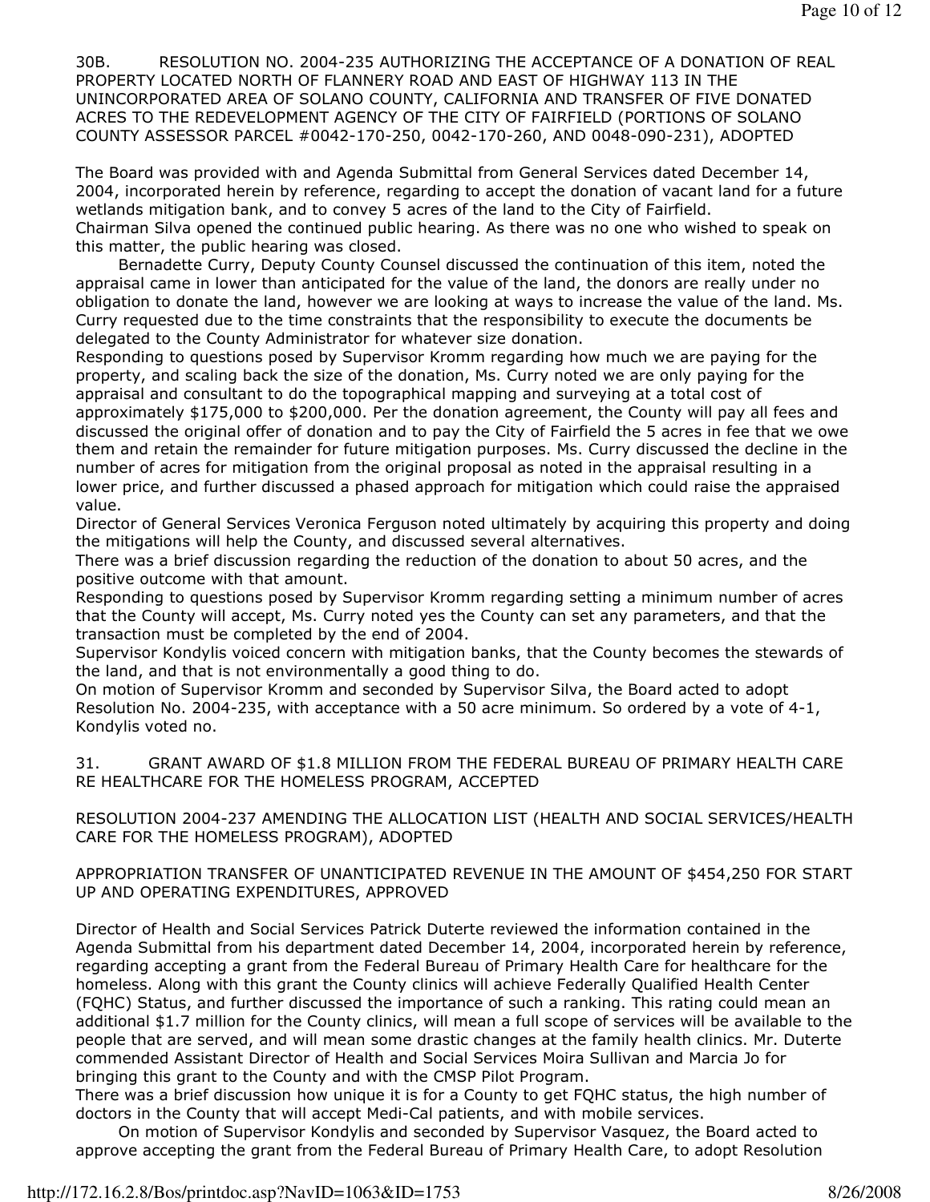30B. RESOLUTION NO. 2004-235 AUTHORIZING THE ACCEPTANCE OF A DONATION OF REAL PROPERTY LOCATED NORTH OF FLANNERY ROAD AND EAST OF HIGHWAY 113 IN THE UNINCORPORATED AREA OF SOLANO COUNTY, CALIFORNIA AND TRANSFER OF FIVE DONATED ACRES TO THE REDEVELOPMENT AGENCY OF THE CITY OF FAIRFIELD (PORTIONS OF SOLANO COUNTY ASSESSOR PARCEL #0042-170-250, 0042-170-260, AND 0048-090-231), ADOPTED

The Board was provided with and Agenda Submittal from General Services dated December 14, 2004, incorporated herein by reference, regarding to accept the donation of vacant land for a future wetlands mitigation bank, and to convey 5 acres of the land to the City of Fairfield.
Chairman Silva opened the continued public hearing. As there was no one who wished to speak on this matter, the public hearing was closed.

Bernadette Curry, Deputy County Counsel discussed the continuation of this item, noted the appraisal came in lower than anticipated for the value of the land, the donors are really under no obligation to donate the land, however we are looking at ways to increase the value of the land. Ms. Curry requested due to the time constraints that the responsibility to execute the documents be delegated to the County Administrator for whatever size donation.
Responding to questions posed by Supervisor Kromm regarding how much we are paying for the property, and scaling back the size of the donation, Ms. Curry noted we are only paying for the appraisal and consultant to do the topographical mapping and surveying at a total cost of approximately $175,000 to $200,000. Per the donation agreement, the County will pay all fees and discussed the original offer of donation and to pay the City of Fairfield the 5 acres in fee that we owe them and retain the remainder for future mitigation purposes. Ms. Curry discussed the decline in the number of acres for mitigation from the original proposal as noted in the appraisal resulting in a lower price, and further discussed a phased approach for mitigation which could raise the appraised value.
Director of General Services Veronica Ferguson noted ultimately by acquiring this property and doing the mitigations will help the County, and discussed several alternatives.
There was a brief discussion regarding the reduction of the donation to about 50 acres, and the positive outcome with that amount.
Responding to questions posed by Supervisor Kromm regarding setting a minimum number of acres that the County will accept, Ms. Curry noted yes the County can set any parameters, and that the transaction must be completed by the end of 2004.
Supervisor Kondylis voiced concern with mitigation banks, that the County becomes the stewards of the land, and that is not environmentally a good thing to do.
On motion of Supervisor Kromm and seconded by Supervisor Silva, the Board acted to adopt Resolution No. 2004-235, with acceptance with a 50 acre minimum. So ordered by a vote of 4-1, Kondylis voted no.

31. GRANT AWARD OF $1.8 MILLION FROM THE FEDERAL BUREAU OF PRIMARY HEALTH CARE RE HEALTHCARE FOR THE HOMELESS PROGRAM, ACCEPTED

RESOLUTION 2004-237 AMENDING THE ALLOCATION LIST (HEALTH AND SOCIAL SERVICES/HEALTH CARE FOR THE HOMELESS PROGRAM), ADOPTED

APPROPRIATION TRANSFER OF UNANTICIPATED REVENUE IN THE AMOUNT OF $454,250 FOR START UP AND OPERATING EXPENDITURES, APPROVED

Director of Health and Social Services Patrick Duterte reviewed the information contained in the Agenda Submittal from his department dated December 14, 2004, incorporated herein by reference, regarding accepting a grant from the Federal Bureau of Primary Health Care for healthcare for the homeless. Along with this grant the County clinics will achieve Federally Qualified Health Center (FQHC) Status, and further discussed the importance of such a ranking. This rating could mean an additional $1.7 million for the County clinics, will mean a full scope of services will be available to the people that are served, and will mean some drastic changes at the family health clinics. Mr. Duterte commended Assistant Director of Health and Social Services Moira Sullivan and Marcia Jo for bringing this grant to the County and with the CMSP Pilot Program.
There was a brief discussion how unique it is for a County to get FQHC status, the high number of doctors in the County that will accept Medi-Cal patients, and with mobile services.

On motion of Supervisor Kondylis and seconded by Supervisor Vasquez, the Board acted to approve accepting the grant from the Federal Bureau of Primary Health Care, to adopt Resolution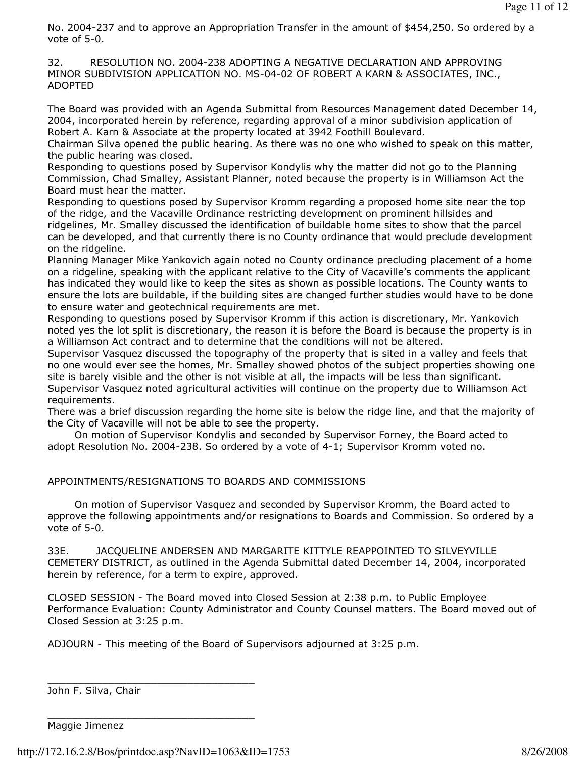No. 2004-237 and to approve an Appropriation Transfer in the amount of $454,250. So ordered by a vote of 5-0.

32. RESOLUTION NO. 2004-238 ADOPTING A NEGATIVE DECLARATION AND APPROVING MINOR SUBDIVISION APPLICATION NO. MS-04-02 OF ROBERT A KARN & ASSOCIATES, INC., ADOPTED

The Board was provided with an Agenda Submittal from Resources Management dated December 14, 2004, incorporated herein by reference, regarding approval of a minor subdivision application of Robert A. Karn & Associate at the property located at 3942 Foothill Boulevard.

Chairman Silva opened the public hearing. As there was no one who wished to speak on this matter, the public hearing was closed.

Responding to questions posed by Supervisor Kondylis why the matter did not go to the Planning Commission, Chad Smalley, Assistant Planner, noted because the property is in Williamson Act the Board must hear the matter.

Responding to questions posed by Supervisor Kromm regarding a proposed home site near the top of the ridge, and the Vacaville Ordinance restricting development on prominent hillsides and ridgelines, Mr. Smalley discussed the identification of buildable home sites to show that the parcel can be developed, and that currently there is no County ordinance that would preclude development on the ridgeline.

Planning Manager Mike Yankovich again noted no County ordinance precluding placement of a home on a ridgeline, speaking with the applicant relative to the City of Vacaville's comments the applicant has indicated they would like to keep the sites as shown as possible locations. The County wants to ensure the lots are buildable, if the building sites are changed further studies would have to be done to ensure water and geotechnical requirements are met.

Responding to questions posed by Supervisor Kromm if this action is discretionary, Mr. Yankovich noted yes the lot split is discretionary, the reason it is before the Board is because the property is in a Williamson Act contract and to determine that the conditions will not be altered.

Supervisor Vasquez discussed the topography of the property that is sited in a valley and feels that no one would ever see the homes, Mr. Smalley showed photos of the subject properties showing one site is barely visible and the other is not visible at all, the impacts will be less than significant.

Supervisor Vasquez noted agricultural activities will continue on the property due to Williamson Act requirements.

There was a brief discussion regarding the home site is below the ridge line, and that the majority of the City of Vacaville will not be able to see the property.

On motion of Supervisor Kondylis and seconded by Supervisor Forney, the Board acted to adopt Resolution No. 2004-238. So ordered by a vote of 4-1; Supervisor Kromm voted no.

APPOINTMENTS/RESIGNATIONS TO BOARDS AND COMMISSIONS

On motion of Supervisor Vasquez and seconded by Supervisor Kromm, the Board acted to approve the following appointments and/or resignations to Boards and Commission. So ordered by a vote of 5-0.

33E. JACQUELINE ANDERSEN AND MARGARITE KITTYLE REAPPOINTED TO SILVEYVILLE CEMETERY DISTRICT, as outlined in the Agenda Submittal dated December 14, 2004, incorporated herein by reference, for a term to expire, approved.

CLOSED SESSION - The Board moved into Closed Session at 2:38 p.m. to Public Employee Performance Evaluation: County Administrator and County Counsel matters. The Board moved out of Closed Session at 3:25 p.m.

ADJOURN - This meeting of the Board of Supervisors adjourned at 3:25 p.m.

\_\_\_\_\_\_\_\_\_\_\_\_\_\_\_\_\_\_\_\_\_\_\_\_\_\_\_\_\_\_\_\_\_\_\_

John F. Silva, Chair

\_\_\_\_\_\_\_\_\_\_\_\_\_\_\_\_\_\_\_\_\_\_\_\_\_\_\_\_\_\_\_\_\_\_\_

Maggie Jimenez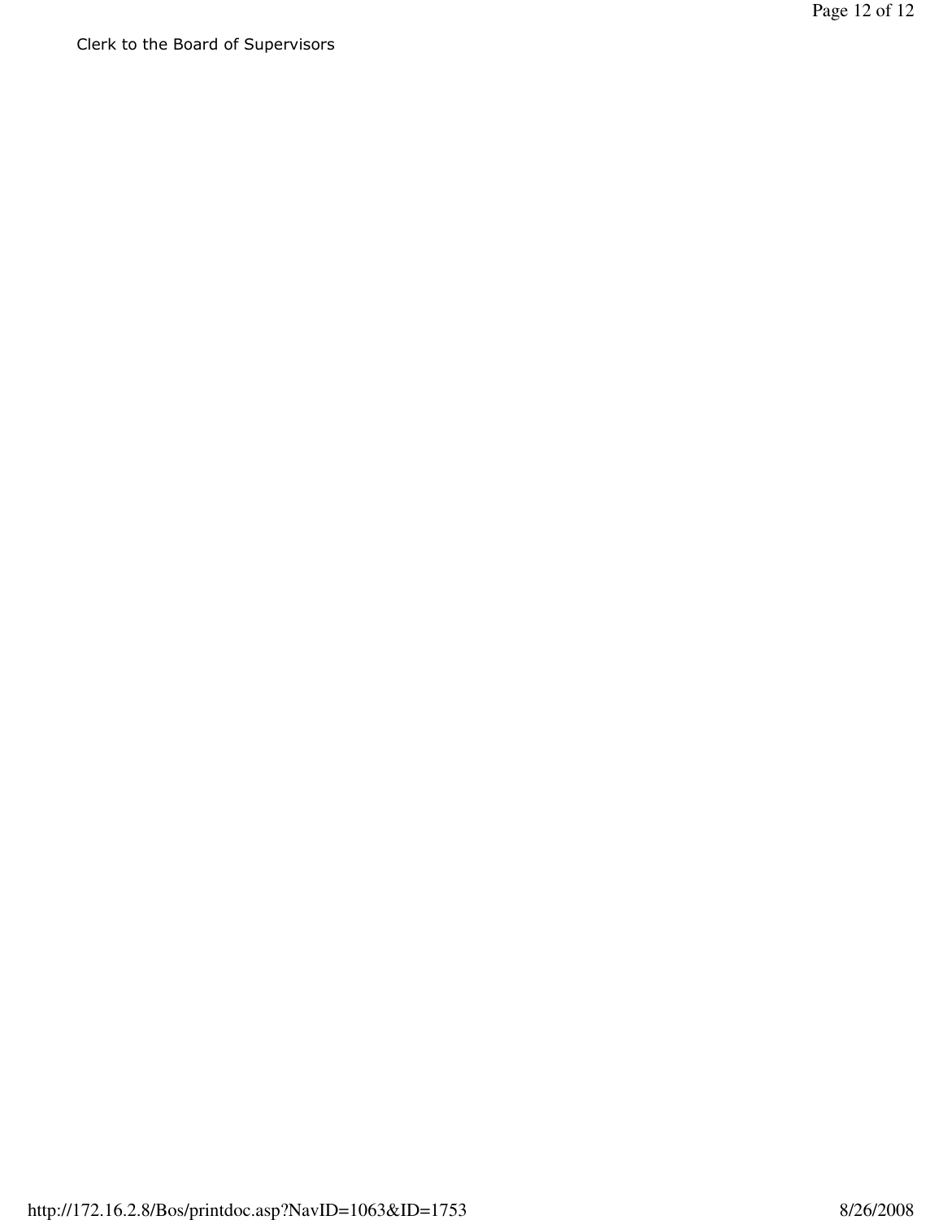Clerk to the Board of Supervisors